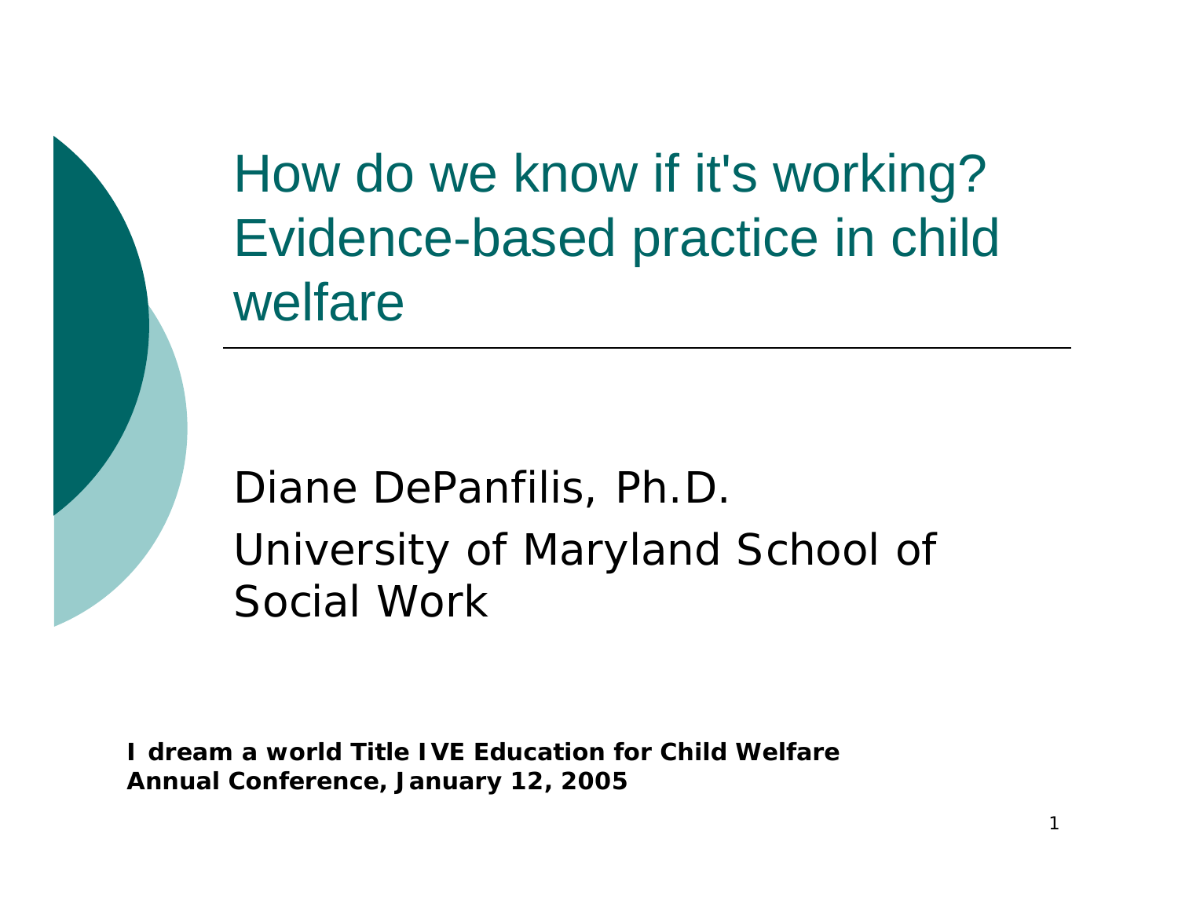# How do we know if it's working? Evidence-based practice in child welfare

Diane DePanfilis, Ph.D.

University of Maryland School of Social Work

**I dream a world Title IVE Education for Child Welfare Annual Conference, January 12, 2005**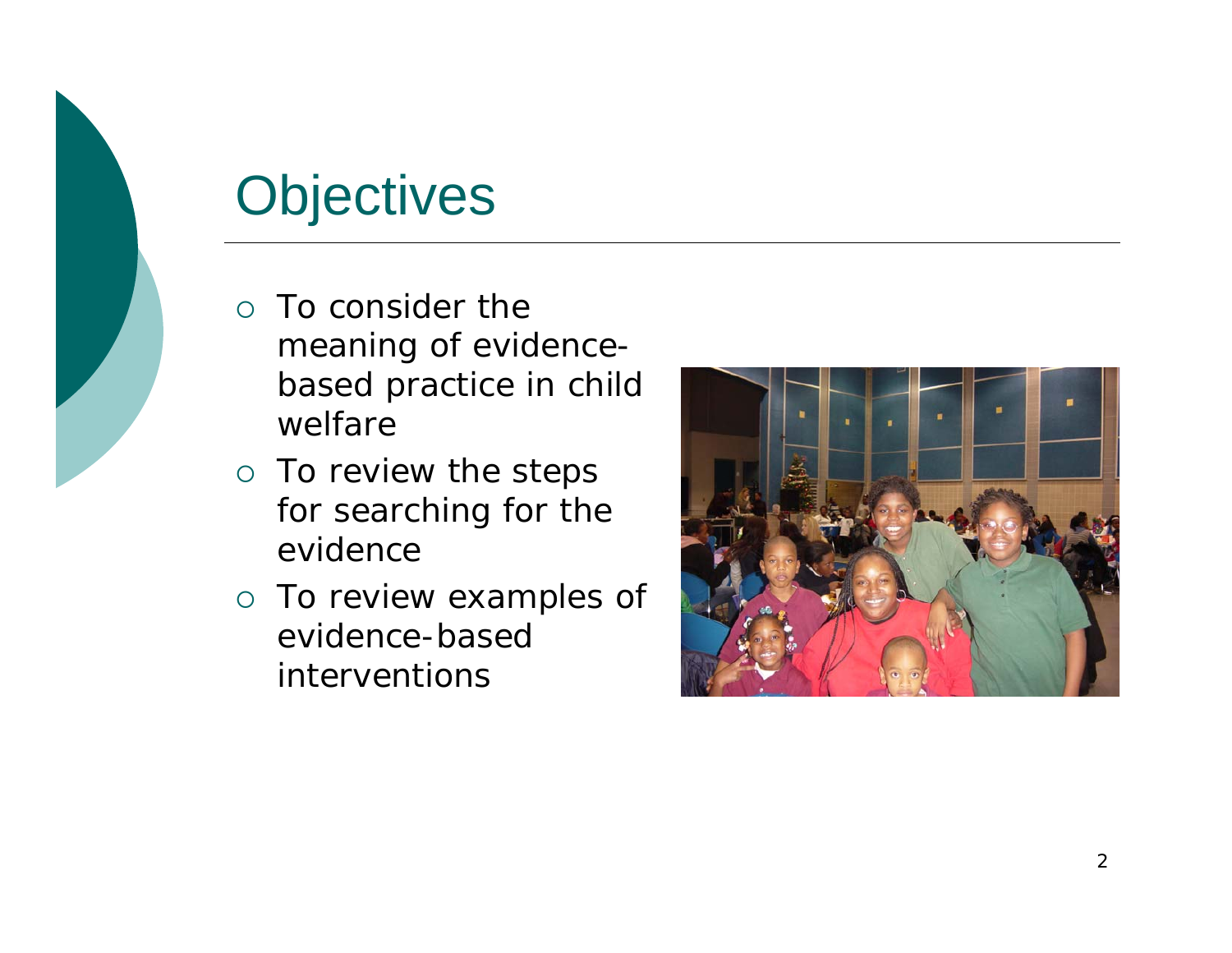# Objectives

- To consider the meaning of evidence-based practice in child welfare
- To review the steps for searching for the evidence
- To review examples of evidence-based interventions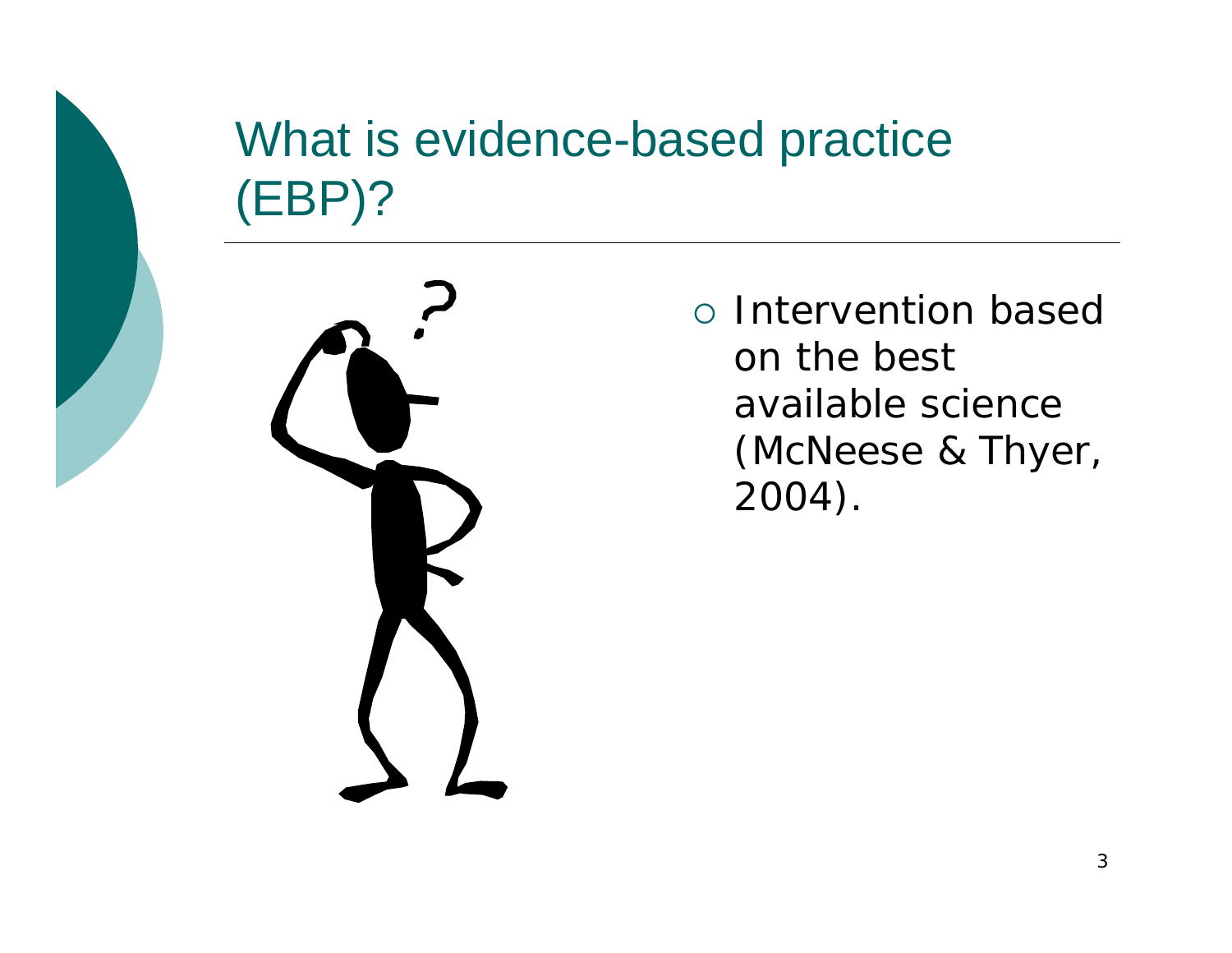# What is evidence-based practice (EBP)?

- Intervention based on the best available science (McNeese & Thyer, 2004).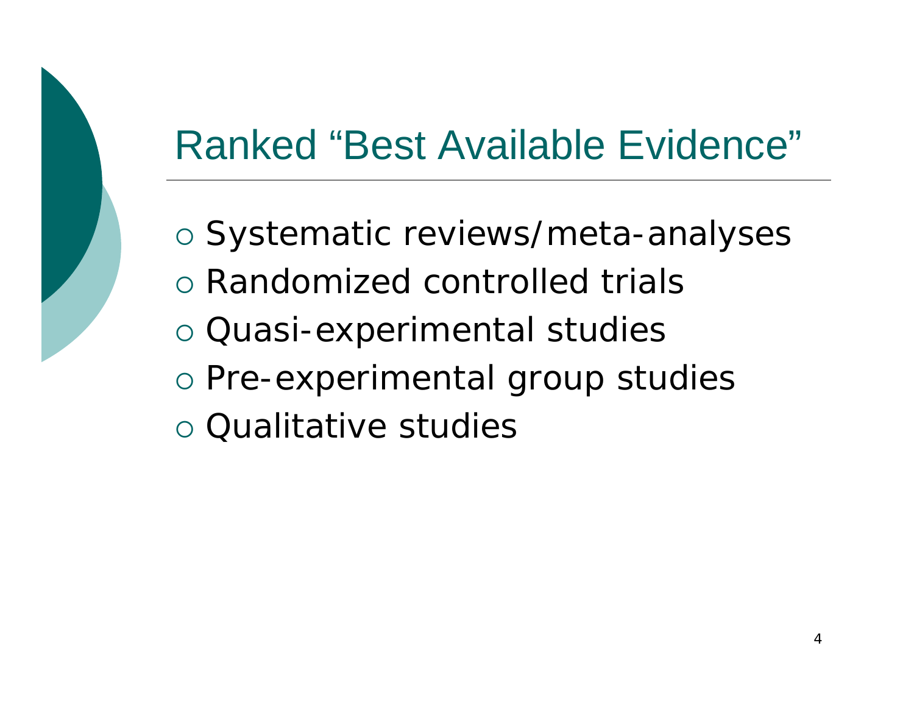# Ranked "Best Available Evidence"

- Systematic reviews/meta-analyses
- Randomized controlled trials
- Quasi-experimental studies
- Pre-experimental group studies
- Qualitative studies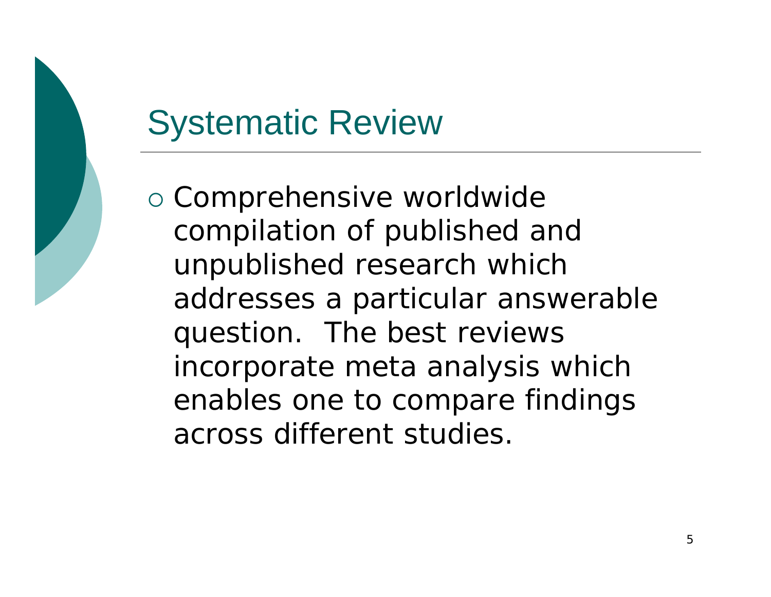# Systematic Review

- Comprehensive worldwide compilation of published and unpublished research which addresses a particular answerable question. The best reviews incorporate meta analysis which enables one to compare findings across different studies.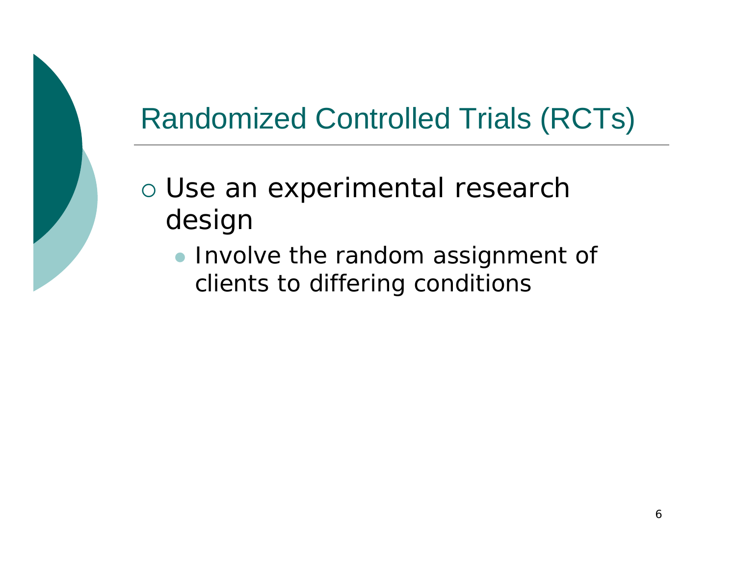# Randomized Controlled Trials (RCTs)

- Use an experimental research design
  - Involve the random assignment of clients to differing conditions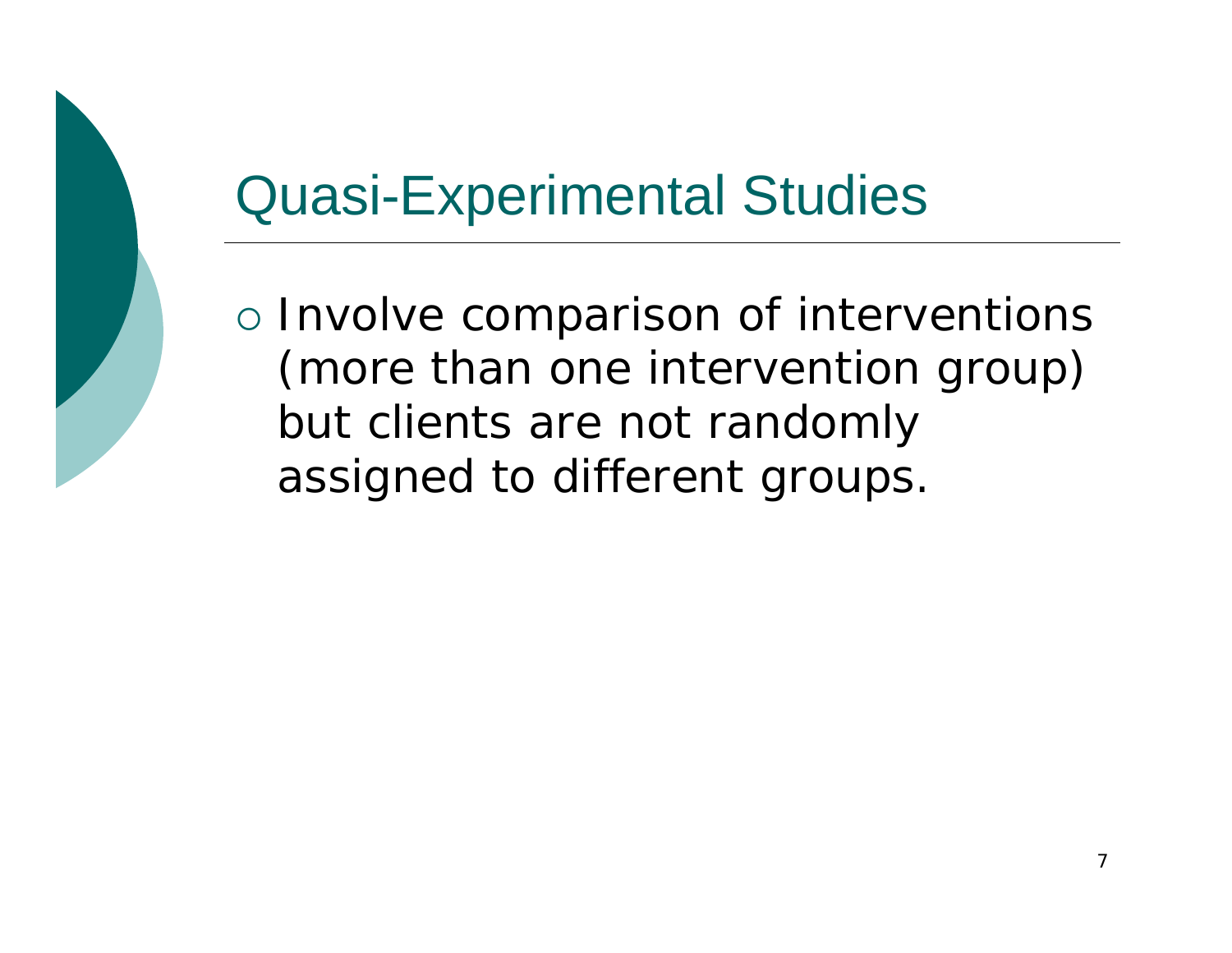# Quasi-Experimental Studies

- Involve comparison of interventions (more than one intervention group) but clients are not randomly assigned to different groups.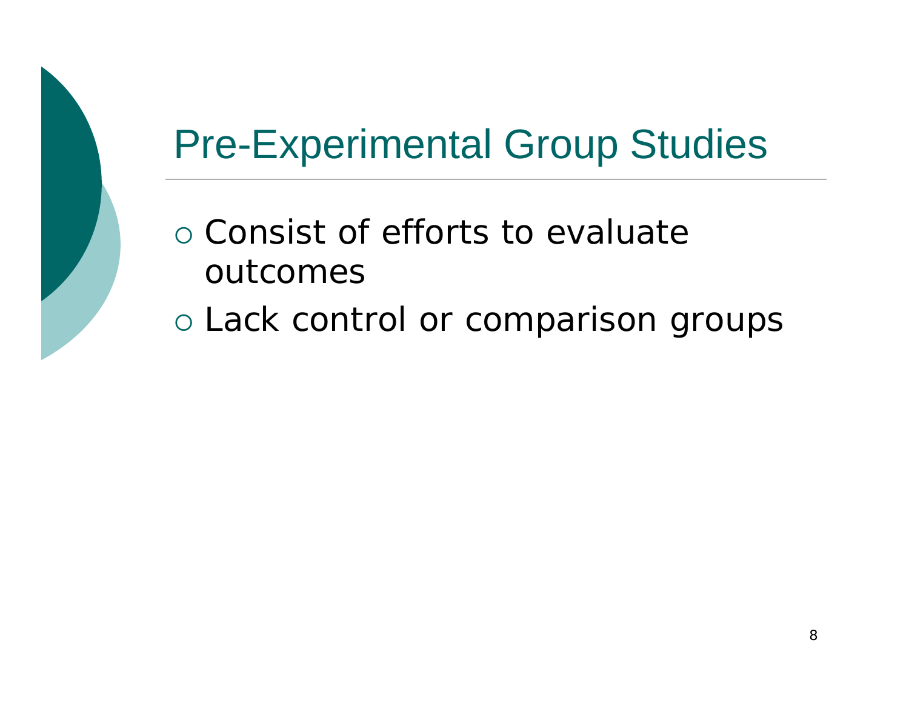# Pre-Experimental Group Studies

- Consist of efforts to evaluate outcomes
- Lack control or comparison groups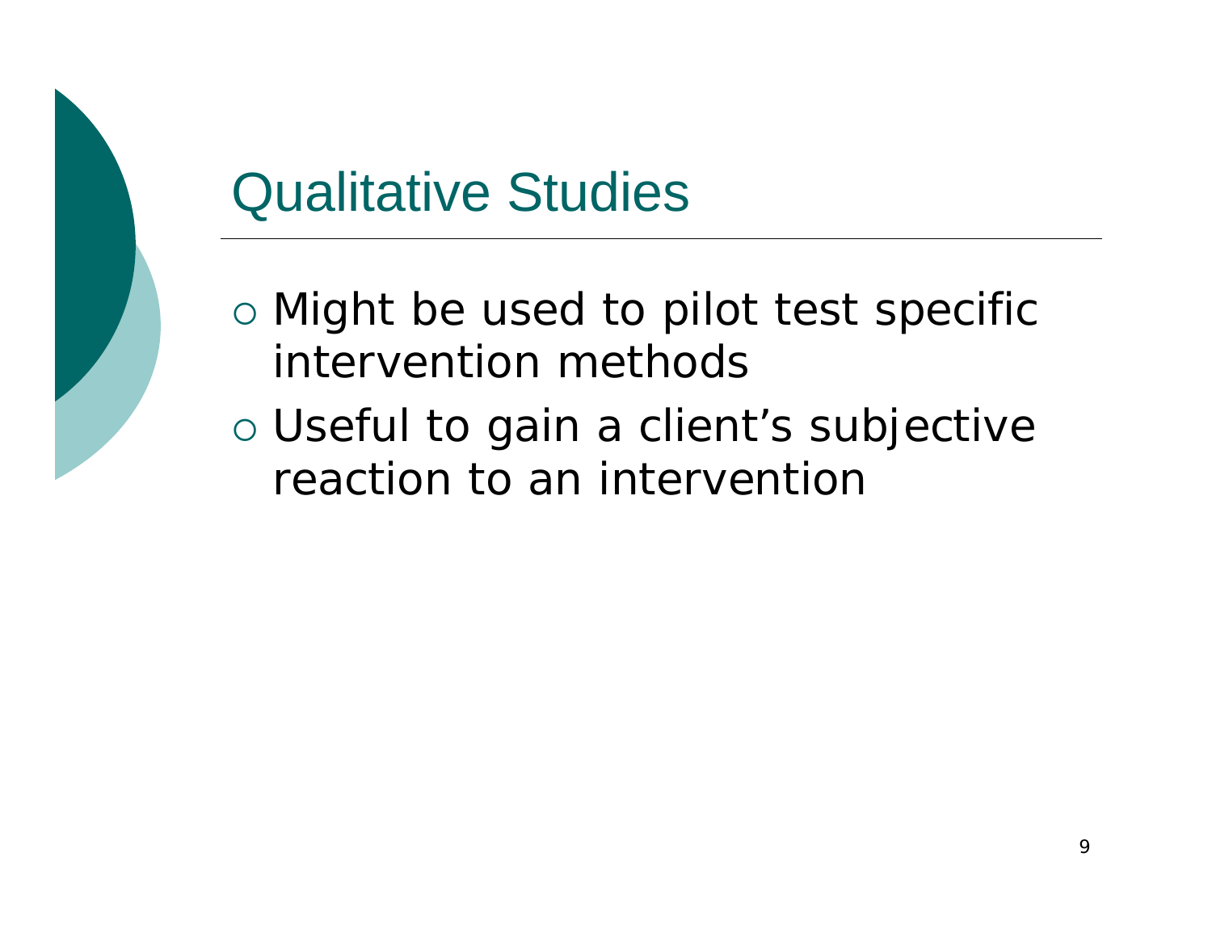# Qualitative Studies

- Might be used to pilot test specific intervention methods
- Useful to gain a client's subjective reaction to an intervention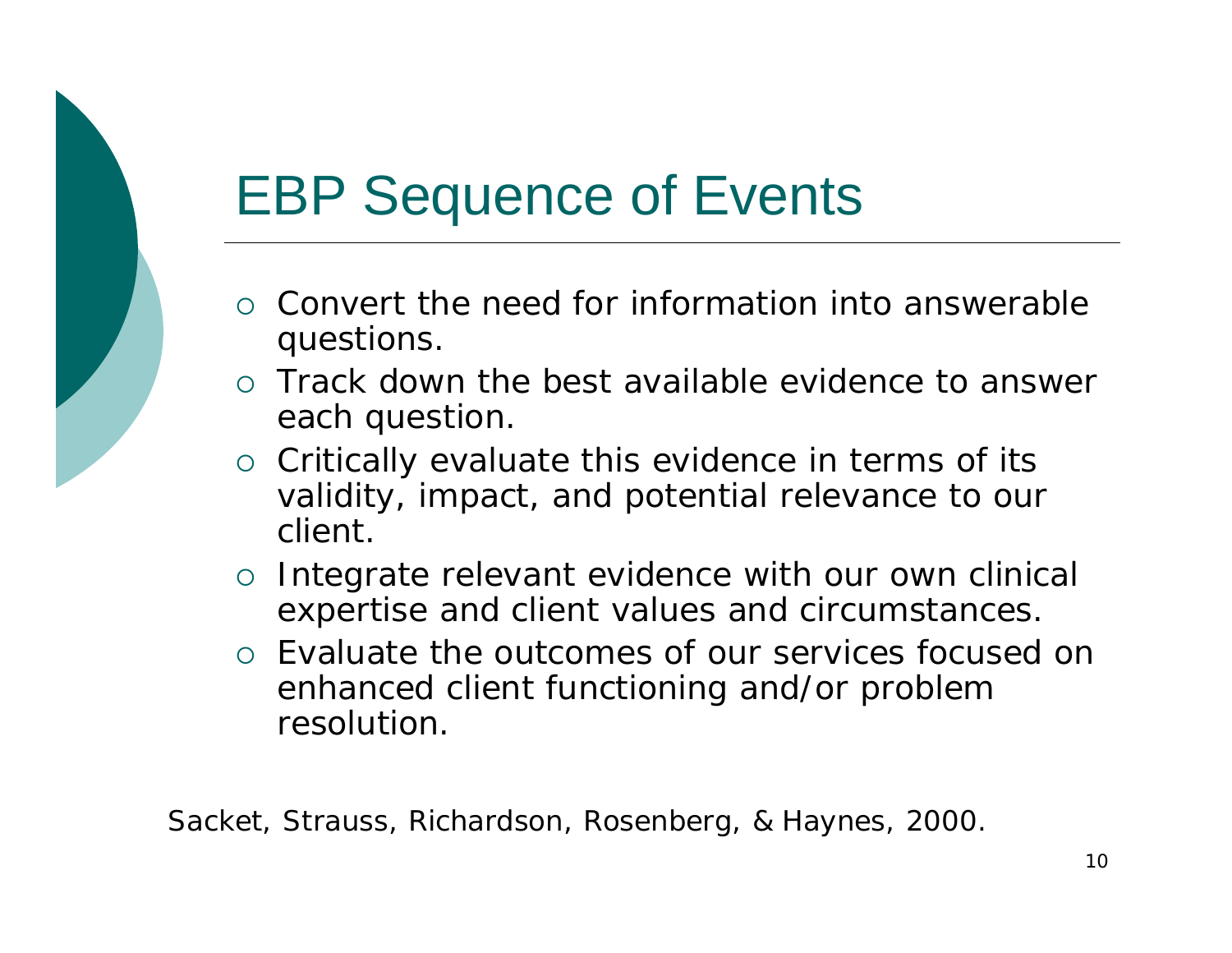# EBP Sequence of Events

- Convert the need for information into answerable questions.
- Track down the best available evidence to answer each question.
- Critically evaluate this evidence in terms of its validity, impact, and potential relevance to our client.
- Integrate relevant evidence with our own clinical expertise and client values and circumstances.
- Evaluate the outcomes of our services focused on enhanced client functioning and/or problem resolution.

Sacket, Strauss, Richardson, Rosenberg, & Haynes, 2000.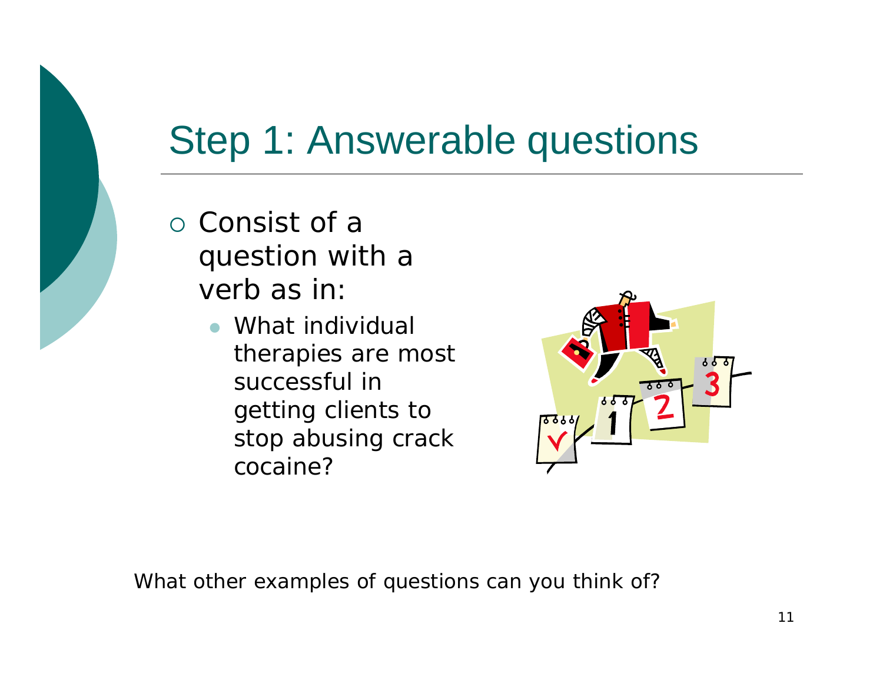# Step 1: Answerable questions

- Consist of a question with a verb as in:
  - What individual therapies are most successful in getting clients to stop abusing crack cocaine?

What other examples of questions can you think of?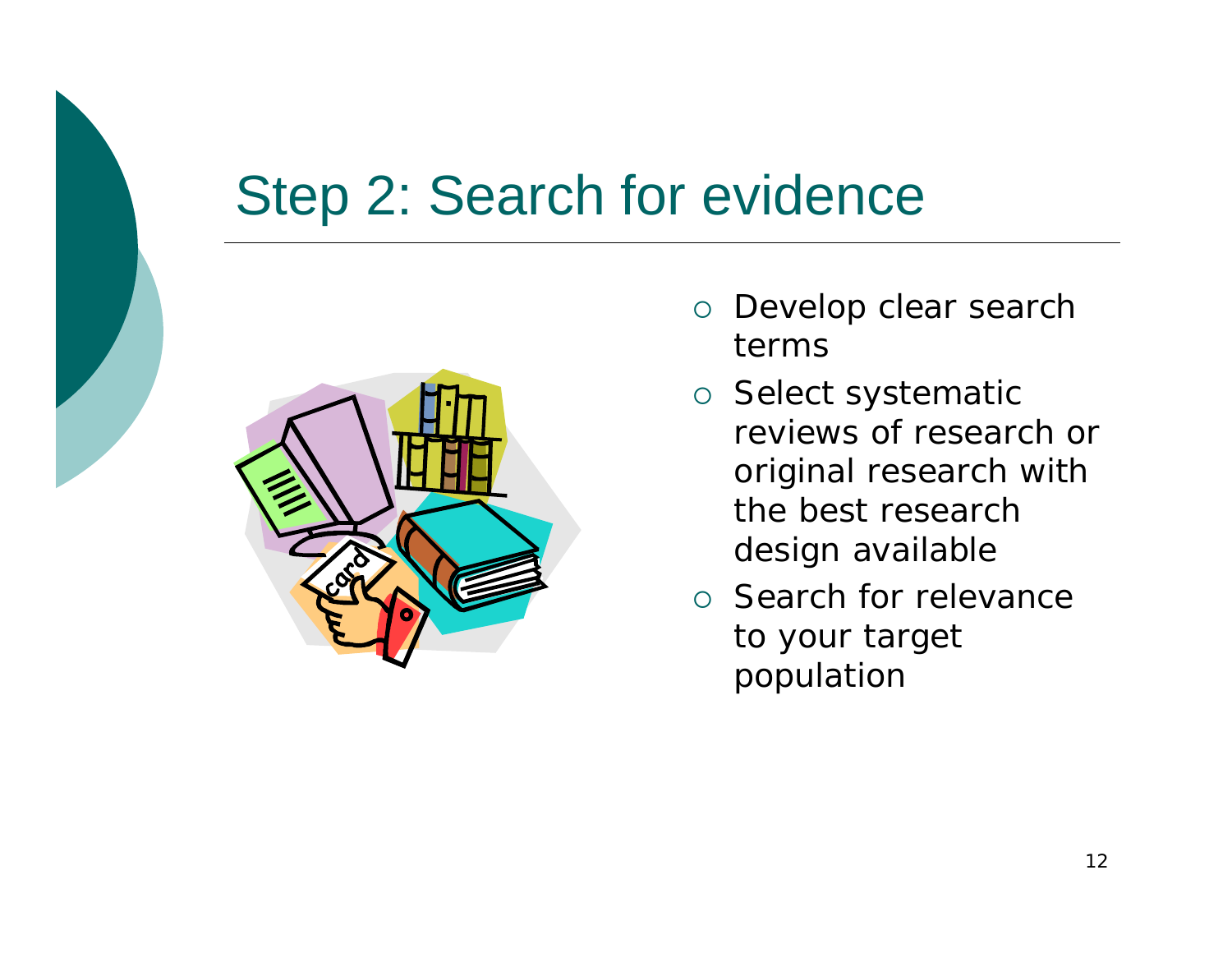# Step 2: Search for evidence

- Develop clear search terms
- Select systematic reviews of research or original research with the best research design available
- Search for relevance to your target population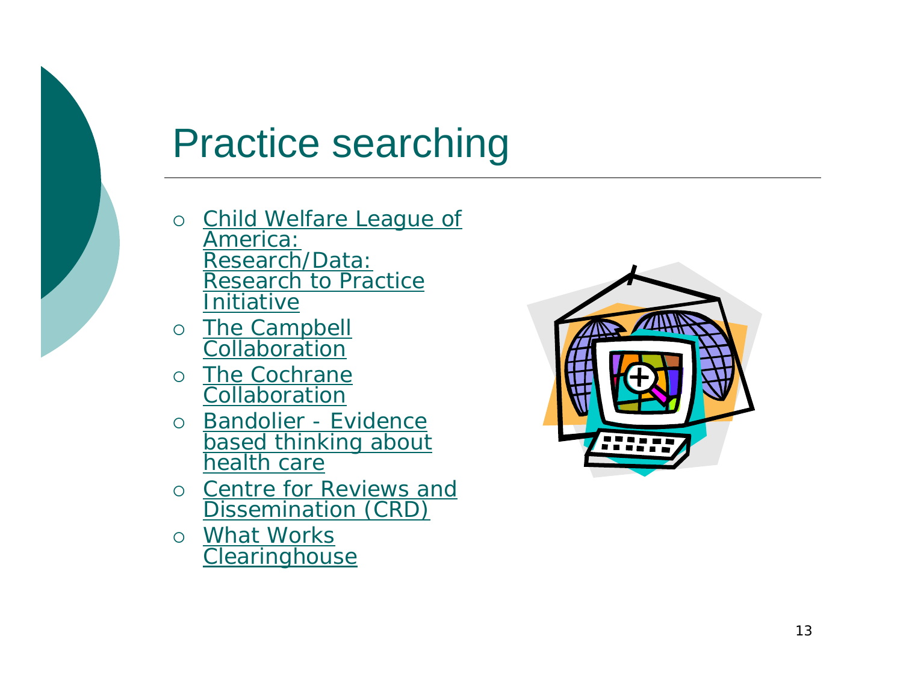# Practice searching

- Child Welfare League of America: Research/Data: Research to Practice Initiative
- The Campbell Collaboration
- The Cochrane Collaboration
- Bandolier - Evidence based thinking about health care
- Centre for Reviews and Dissemination (CRD)
- What Works Clearinghouse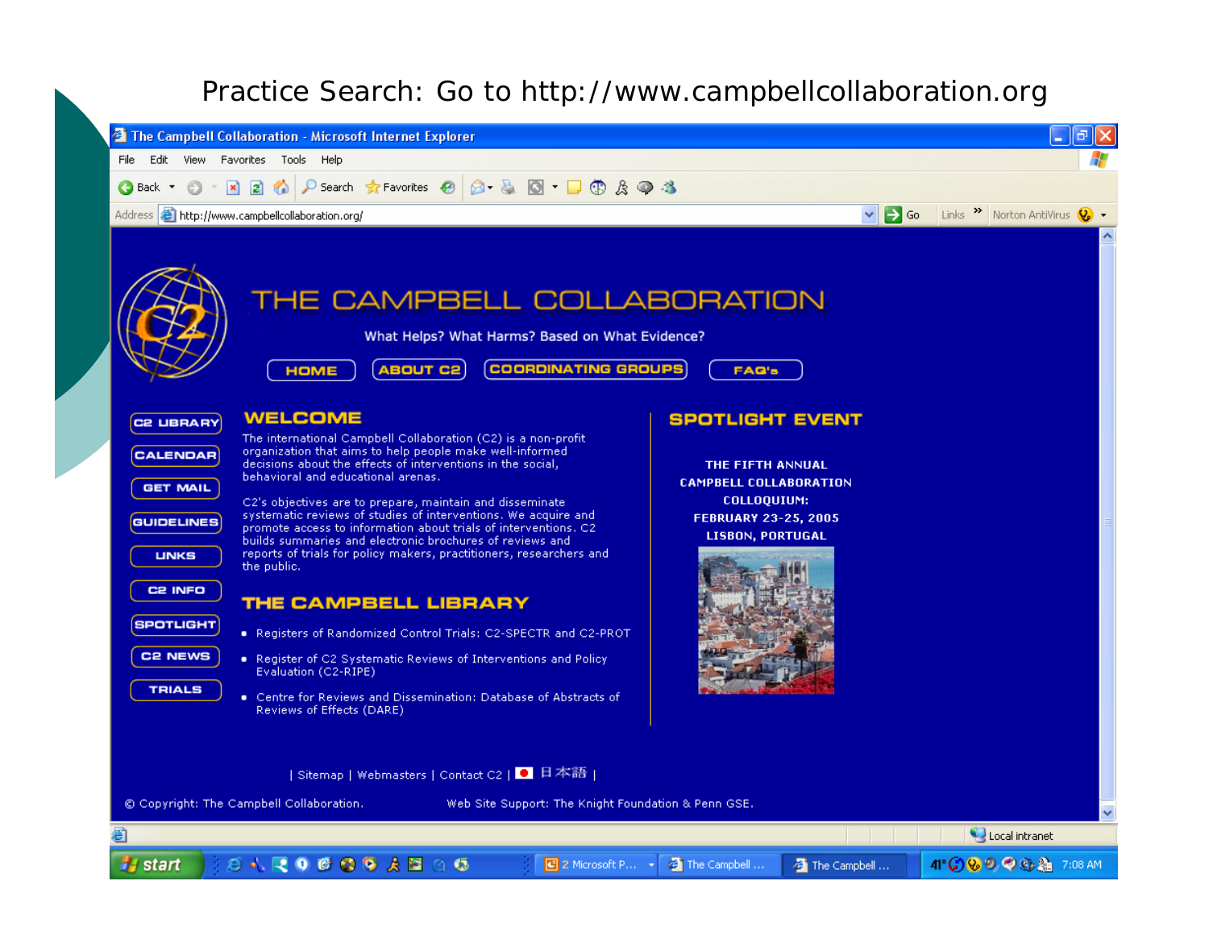# Practice Search: Go to http://www.campbellcollaboration.org

The Campbell Collaboration - Microsoft Internet Explorer

File Edit View Favorites Tools Help

Address http://www.campbellcollaboration.org/

THE CAMPBELL COLLABORATION

What Helps? What Harms? Based on What Evidence?

HOME | ABOUT C2 | COORDINATING GROUPS | FAQ's

C2 LIBRARY
CALENDAR
GET MAIL
GUIDELINES
LINKS
C2 INFO
SPOTLIGHT
C2 NEWS
TRIALS

## WELCOME

The international Campbell Collaboration (C2) is a non-profit organization that aims to help people make well-informed decisions about the effects of interventions in the social, behavioral and educational arenas.

C2's objectives are to prepare, maintain and disseminate systematic reviews of studies of interventions. We acquire and promote access to information about trials of interventions. C2 builds summaries and electronic brochures of reviews and reports of trials for policy makers, practitioners, researchers and the public.

## THE CAMPBELL LIBRARY

- Registers of Randomized Control Trials: C2-SPECTR and C2-PROT
- Register of C2 Systematic Reviews of Interventions and Policy Evaluation (C2-RIPE)
- Centre for Reviews and Dissemination: Database of Abstracts of Reviews of Effects (DARE)

## SPOTLIGHT EVENT

THE FIFTH ANNUAL CAMPBELL COLLABORATION COLLOQUIUM: FEBRUARY 23-25, 2005 LISBON, PORTUGAL

| Sitemap | Webmasters | Contact C2 | 日本語 |

© Copyright: The Campbell Collaboration. Web Site Support: The Knight Foundation & Penn GSE.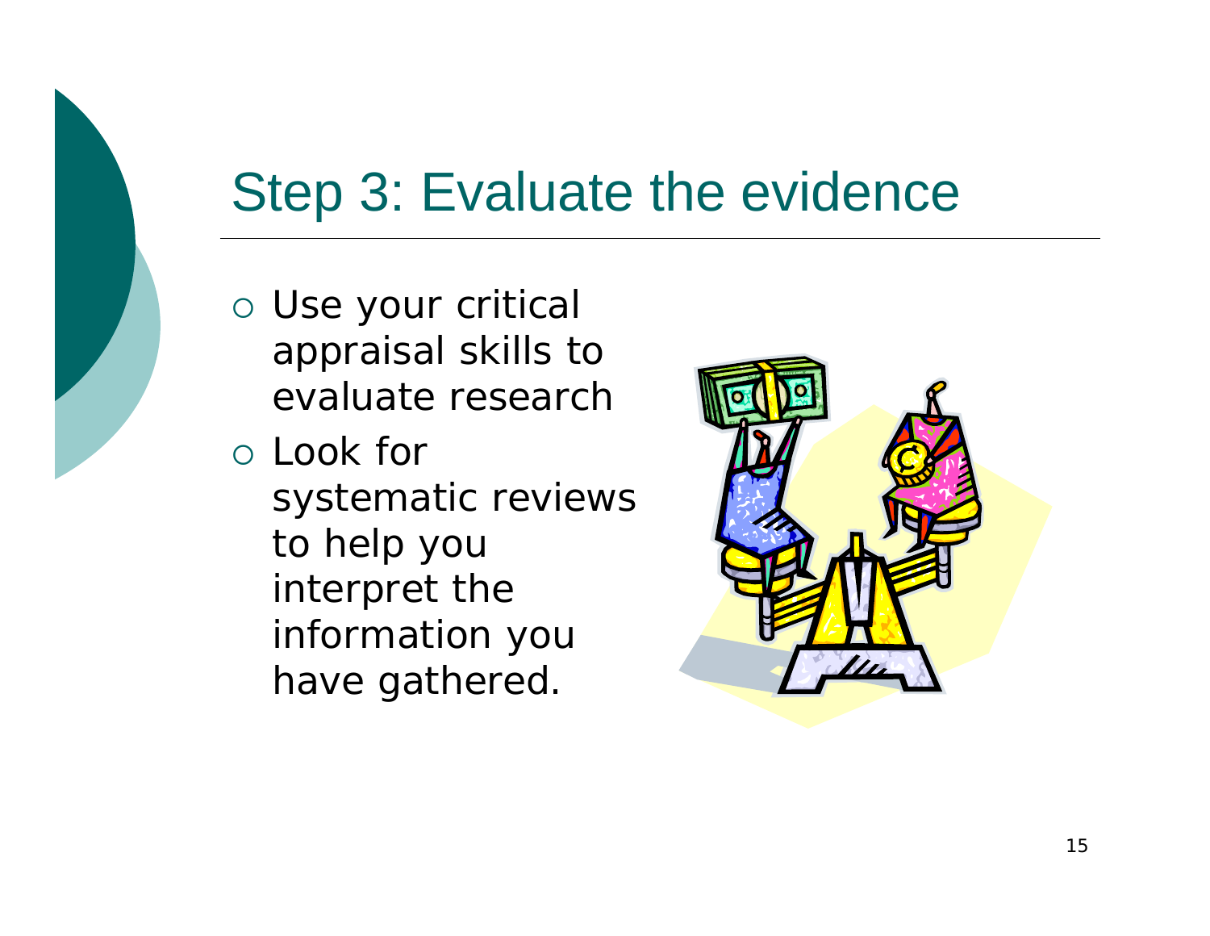# Step 3: Evaluate the evidence

- Use your critical appraisal skills to evaluate research
- Look for systematic reviews to help you interpret the information you have gathered.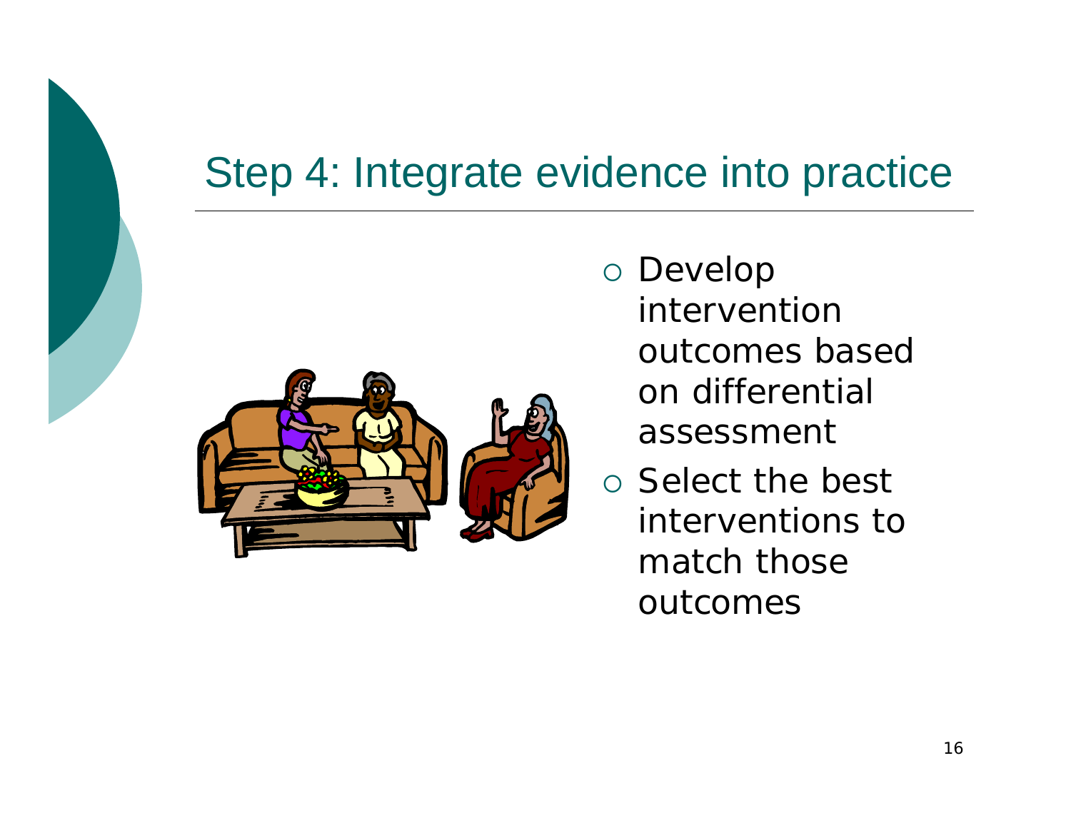# Step 4: Integrate evidence into practice

- Develop intervention outcomes based on differential assessment
- Select the best interventions to match those outcomes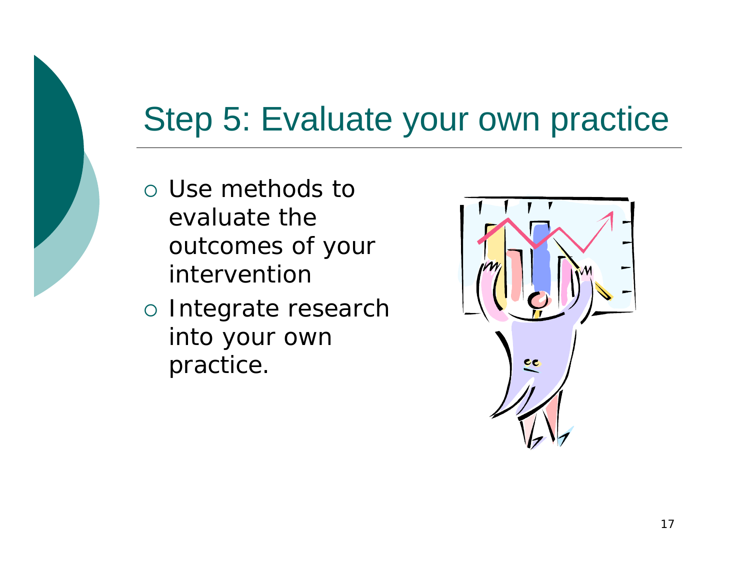# Step 5: Evaluate your own practice

- Use methods to evaluate the outcomes of your intervention
- Integrate research into your own practice.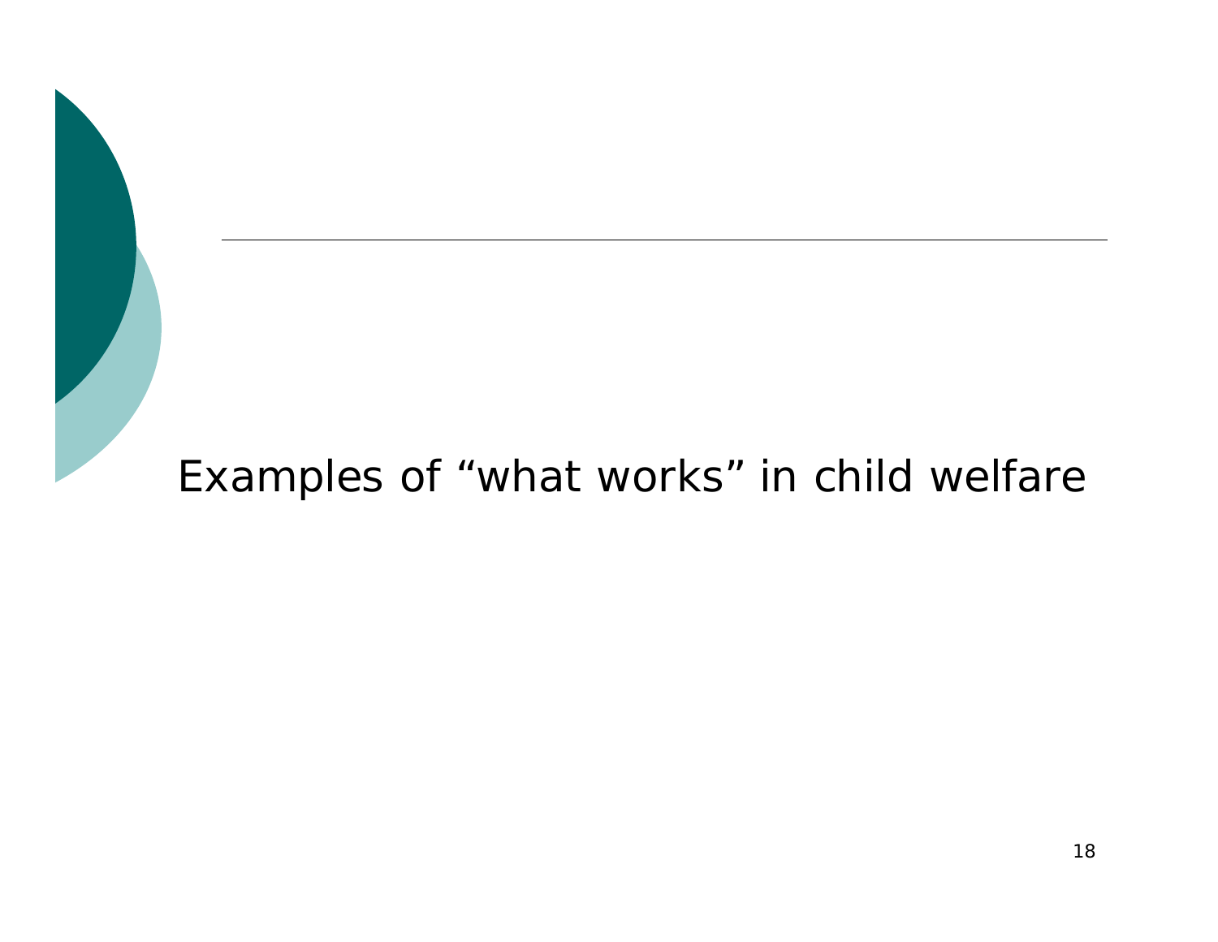# Examples of “what works” in child welfare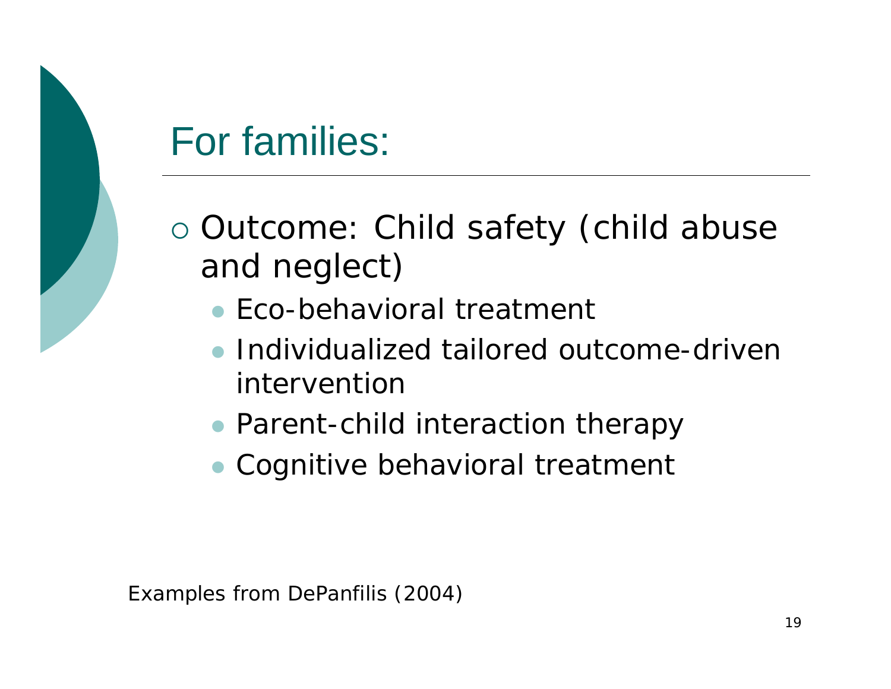# For families:

- Outcome: Child safety (child abuse and neglect)
  - Eco-behavioral treatment
  - Individualized tailored outcome-driven intervention
  - Parent-child interaction therapy
  - Cognitive behavioral treatment

Examples from DePanfilis (2004)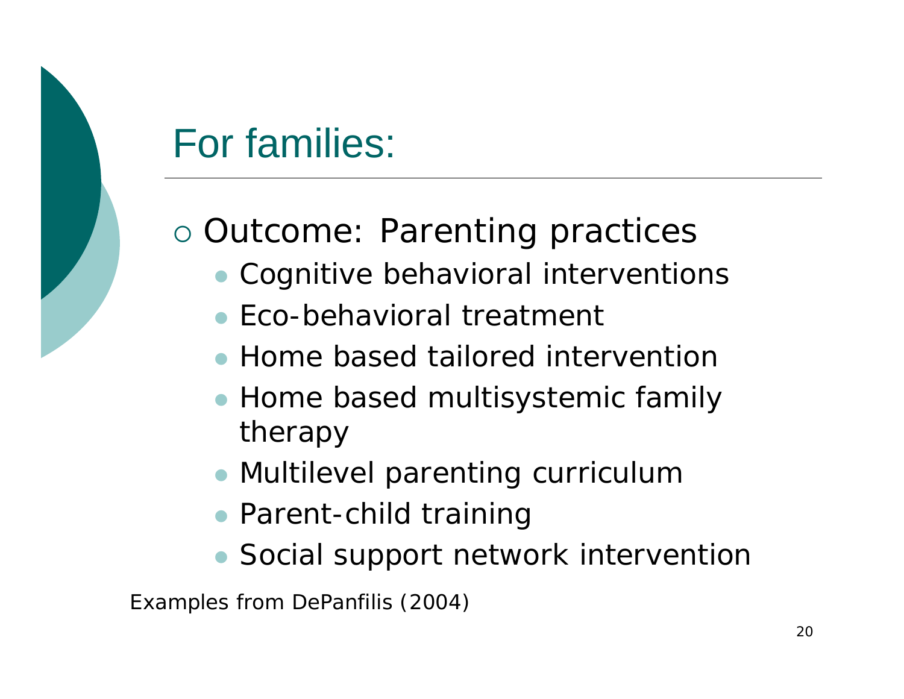# For families:

- Outcome: Parenting practices
  - Cognitive behavioral interventions
  - Eco-behavioral treatment
  - Home based tailored intervention
  - Home based multisystemic family therapy
  - Multilevel parenting curriculum
  - Parent-child training
  - Social support network intervention

Examples from DePanfilis (2004)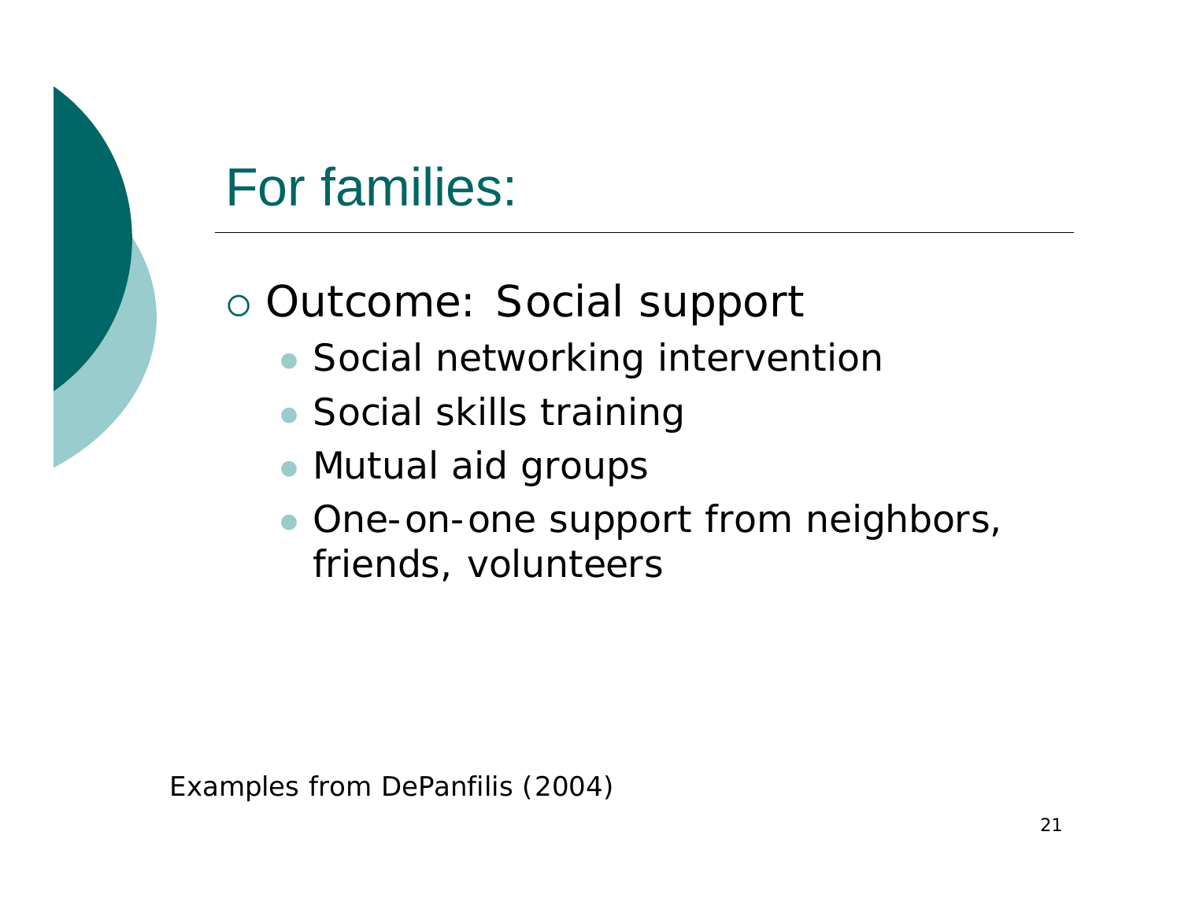# For families:

- Outcome: Social support
  - Social networking intervention
  - Social skills training
  - Mutual aid groups
  - One-on-one support from neighbors, friends, volunteers

Examples from DePanfilis (2004)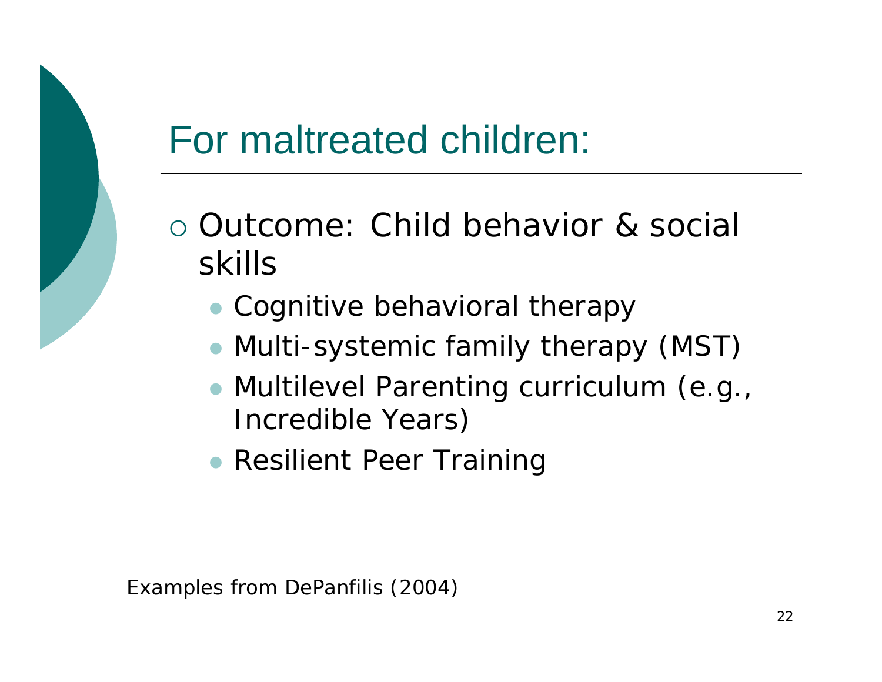# For maltreated children:

- Outcome: Child behavior & social skills
  - Cognitive behavioral therapy
  - Multi-systemic family therapy (MST)
  - Multilevel Parenting curriculum (e.g., Incredible Years)
  - Resilient Peer Training

Examples from DePanfilis (2004)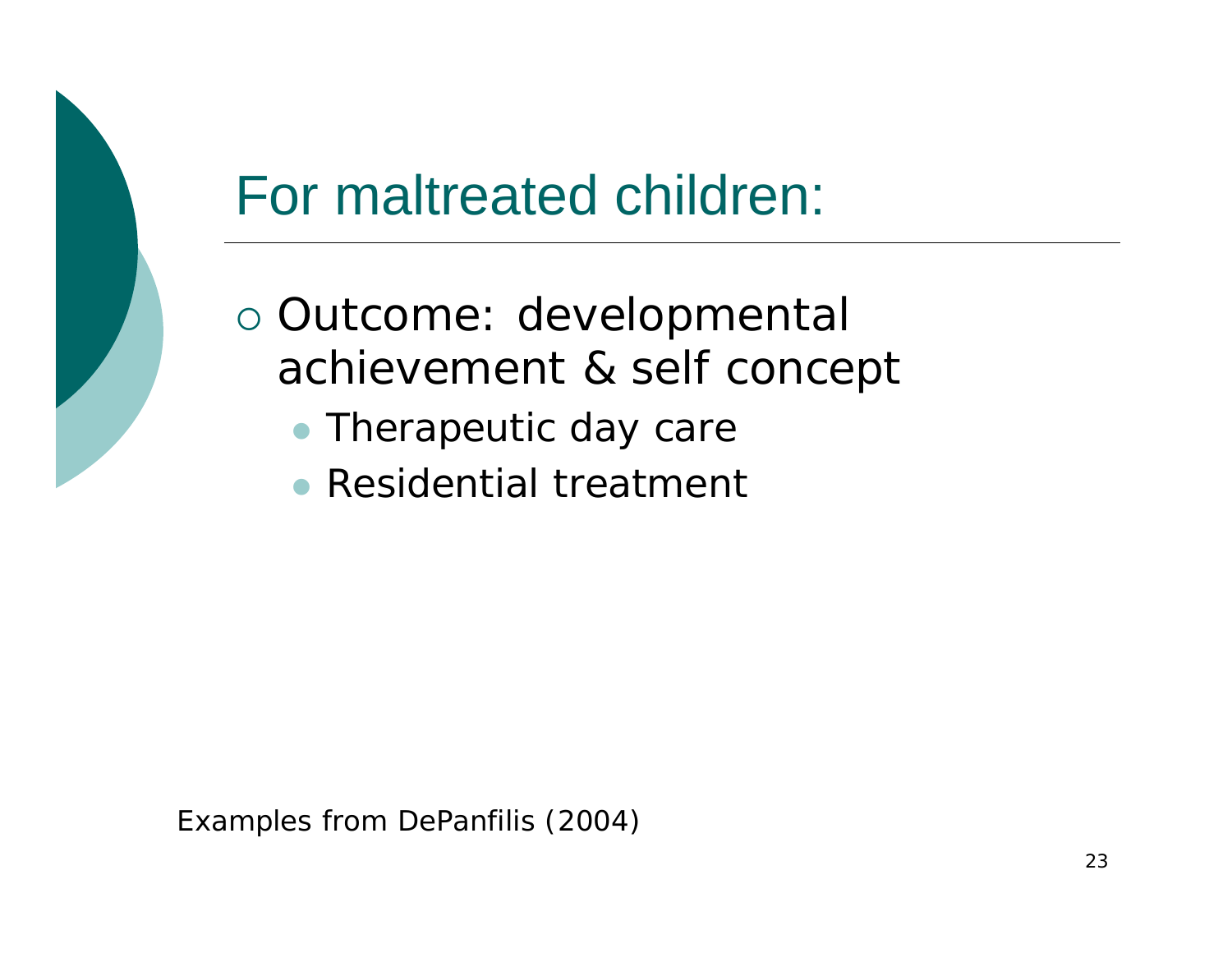# For maltreated children:

- Outcome: developmental achievement & self concept
  - Therapeutic day care
  - Residential treatment

Examples from DePanfilis (2004)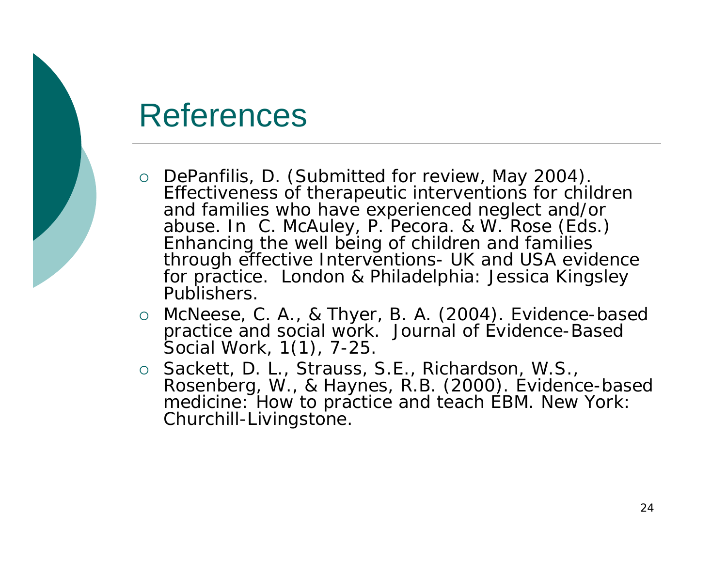# References

- DePanfilis, D. (Submitted for review, May 2004). Effectiveness of therapeutic interventions for children and families who have experienced neglect and/or abuse. In C. McAuley, P. Pecora. & W. Rose (Eds.) Enhancing the well being of children and families through effective Interventions- UK and USA evidence for practice. London & Philadelphia: Jessica Kingsley Publishers.
- McNeese, C. A., & Thyer, B. A. (2004). Evidence-based practice and social work. Journal of Evidence-Based Social Work, 1(1), 7-25.
- Sackett, D. L., Strauss, S.E., Richardson, W.S., Rosenberg, W., & Haynes, R.B. (2000). Evidence-based medicine: How to practice and teach EBM. New York: Churchill-Livingstone.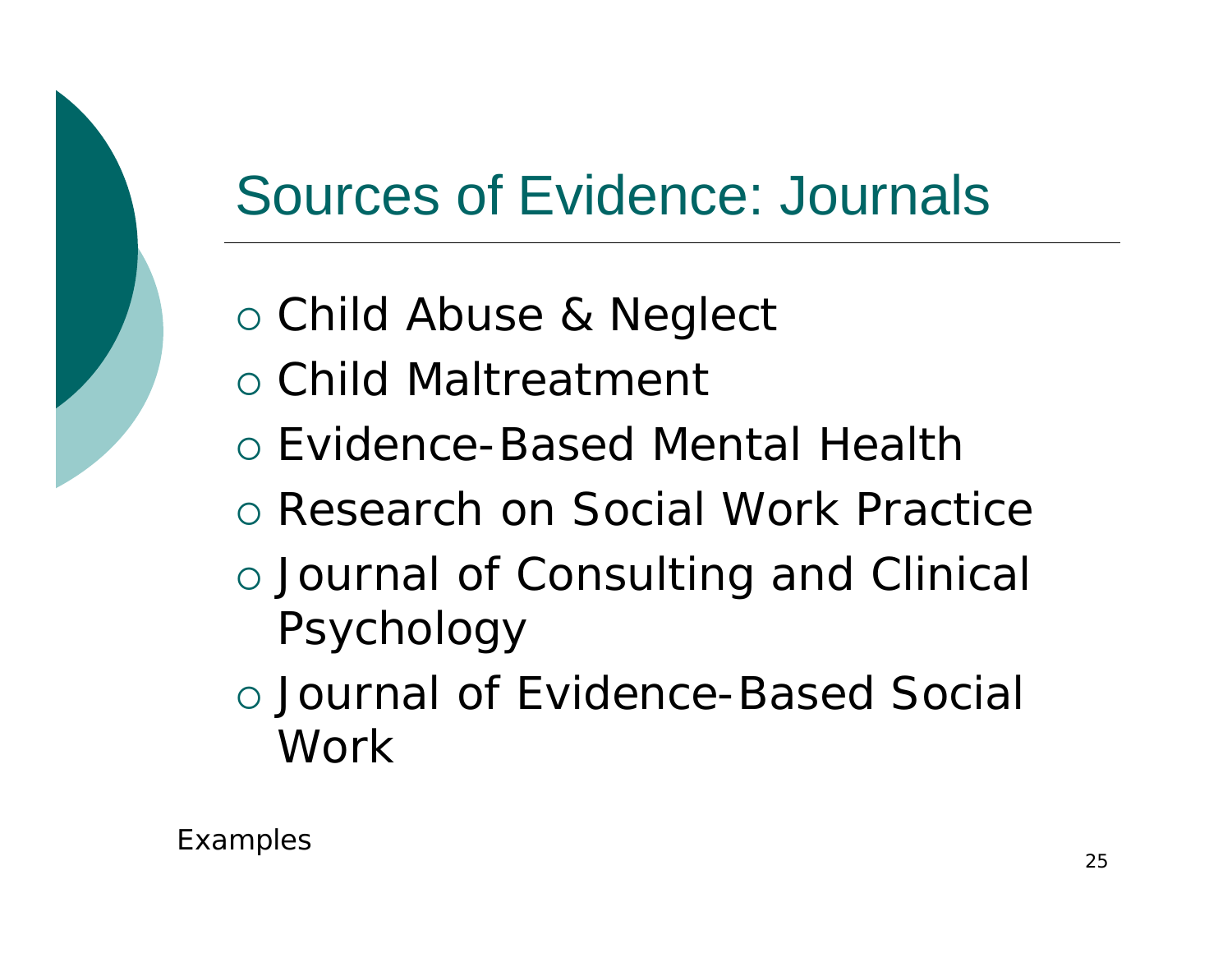# Sources of Evidence: Journals

- Child Abuse & Neglect
- Child Maltreatment
- Evidence-Based Mental Health
- Research on Social Work Practice
- Journal of Consulting and Clinical Psychology
- Journal of Evidence-Based Social Work

Examples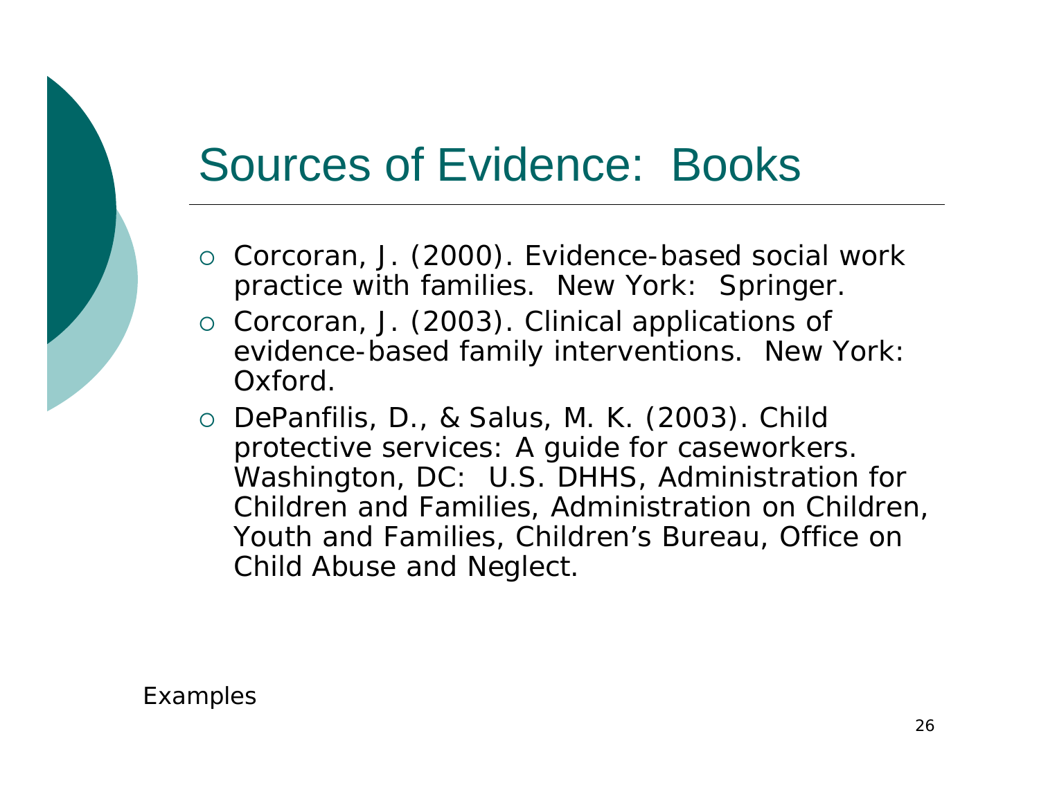# Sources of Evidence: Books

- Corcoran, J. (2000). Evidence-based social work practice with families. New York: Springer.
- Corcoran, J. (2003). Clinical applications of evidence-based family interventions. New York: Oxford.
- DePanfilis, D., & Salus, M. K. (2003). Child protective services: A guide for caseworkers. Washington, DC: U.S. DHHS, Administration for Children and Families, Administration on Children, Youth and Families, Children's Bureau, Office on Child Abuse and Neglect.

Examples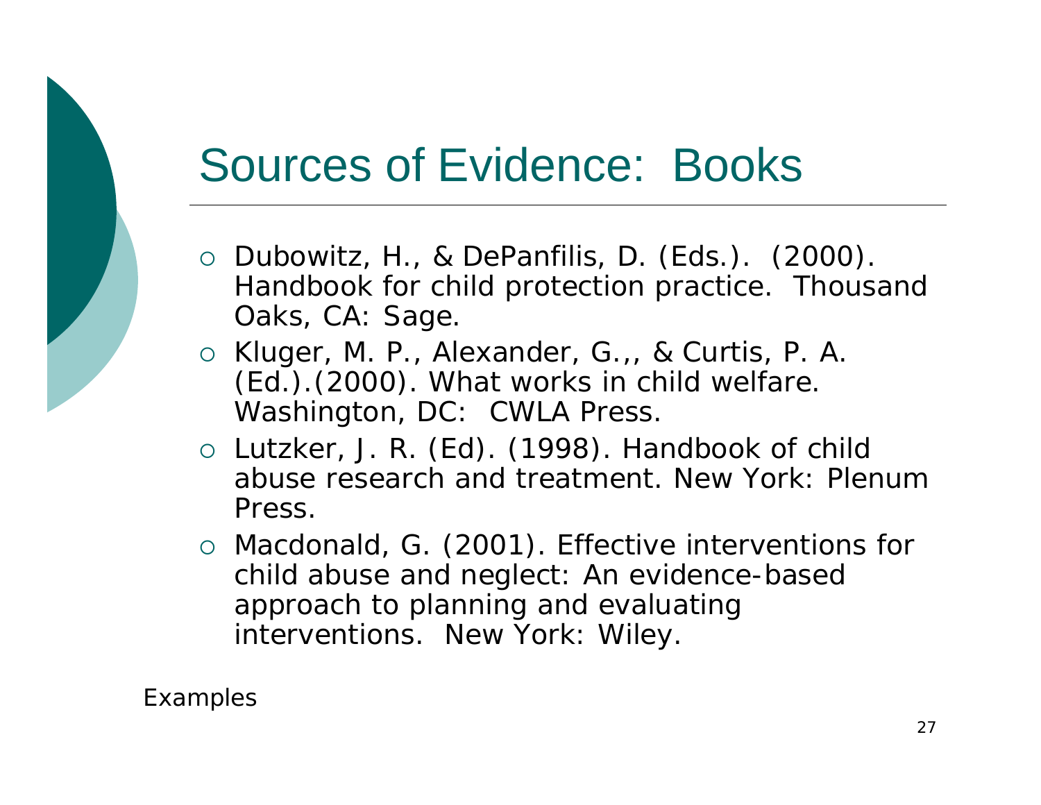# Sources of Evidence: Books

- Dubowitz, H., & DePanfilis, D. (Eds.). (2000). Handbook for child protection practice. Thousand Oaks, CA: Sage.
- Kluger, M. P., Alexander, G.,, & Curtis, P. A. (Ed.).(2000). What works in child welfare. Washington, DC: CWLA Press.
- Lutzker, J. R. (Ed). (1998). Handbook of child abuse research and treatment. New York: Plenum Press.
- Macdonald, G. (2001). Effective interventions for child abuse and neglect: An evidence-based approach to planning and evaluating interventions. New York: Wiley.

Examples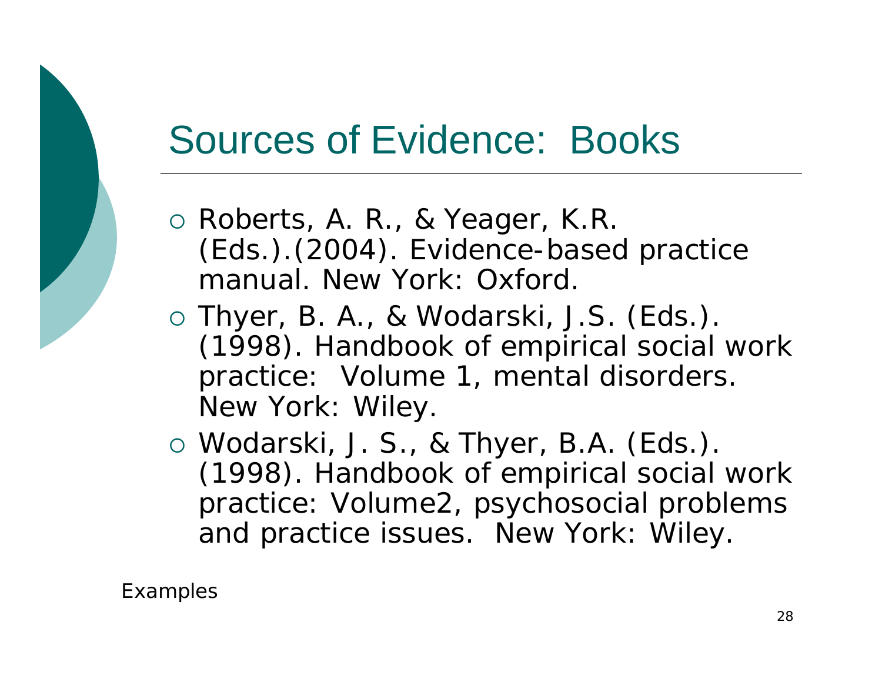# Sources of Evidence: Books

- Roberts, A. R., & Yeager, K.R. (Eds.).(2004). Evidence-based practice manual. New York: Oxford.
- Thyer, B. A., & Wodarski, J.S. (Eds.). (1998). Handbook of empirical social work practice: Volume 1, mental disorders. New York: Wiley.
- Wodarski, J. S., & Thyer, B.A. (Eds.). (1998). Handbook of empirical social work practice: Volume2, psychosocial problems and practice issues. New York: Wiley.

Examples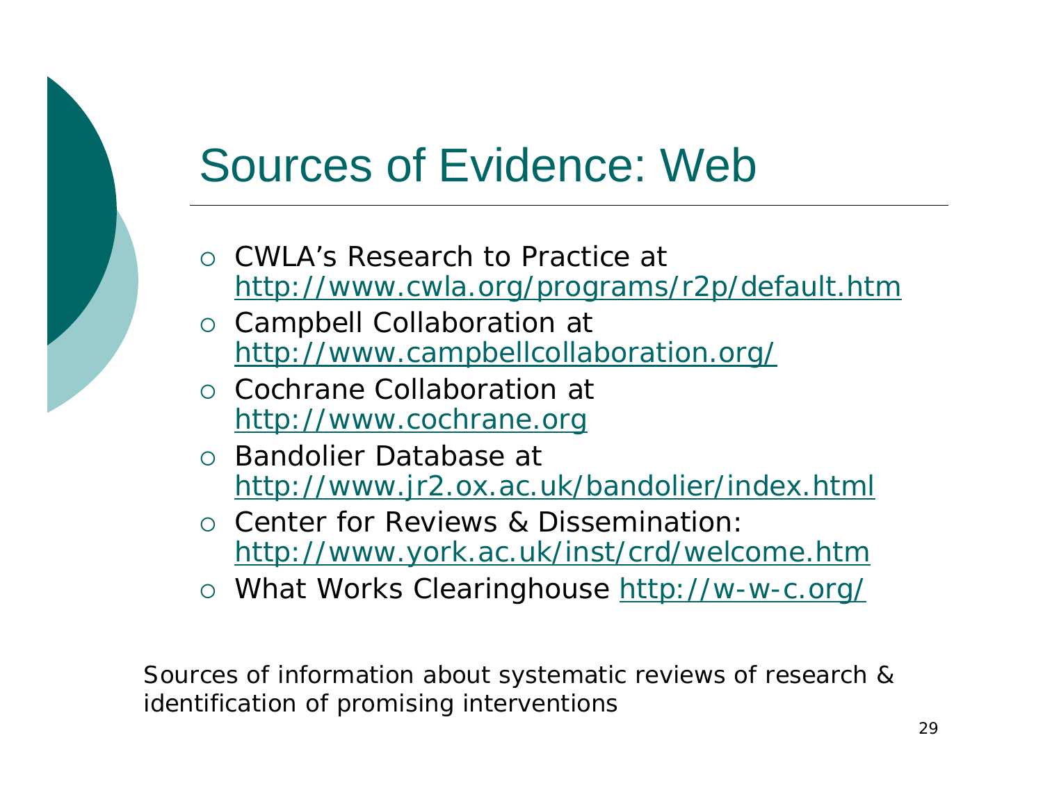# Sources of Evidence: Web

- CWLA's Research to Practice at http://www.cwla.org/programs/r2p/default.htm
- Campbell Collaboration at http://www.campbellcollaboration.org/
- Cochrane Collaboration at http://www.cochrane.org
- Bandolier Database at http://www.jr2.ox.ac.uk/bandolier/index.html
- Center for Reviews & Dissemination: http://www.york.ac.uk/inst/crd/welcome.htm
- What Works Clearinghouse http://w-w-c.org/

Sources of information about systematic reviews of research & identification of promising interventions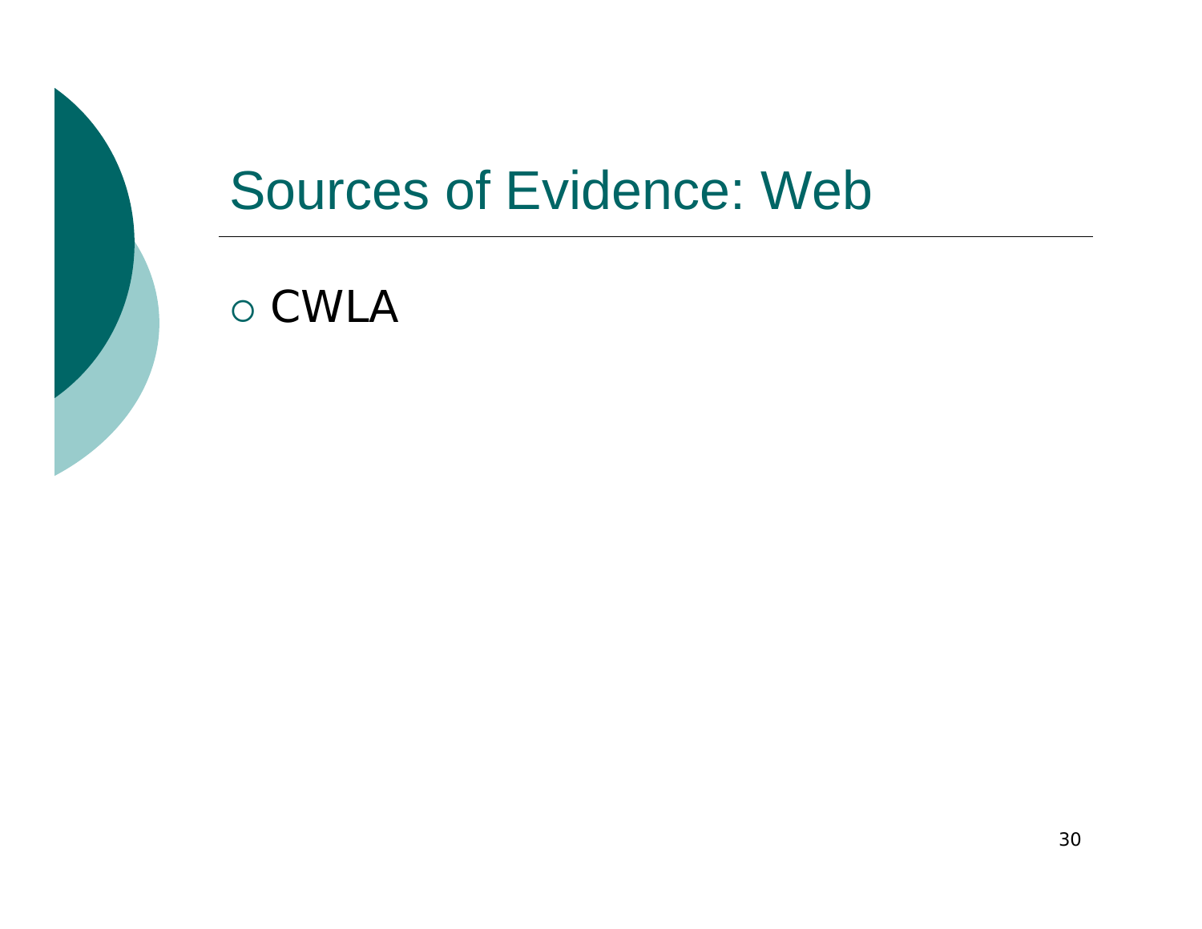# Sources of Evidence: Web

- CWLA